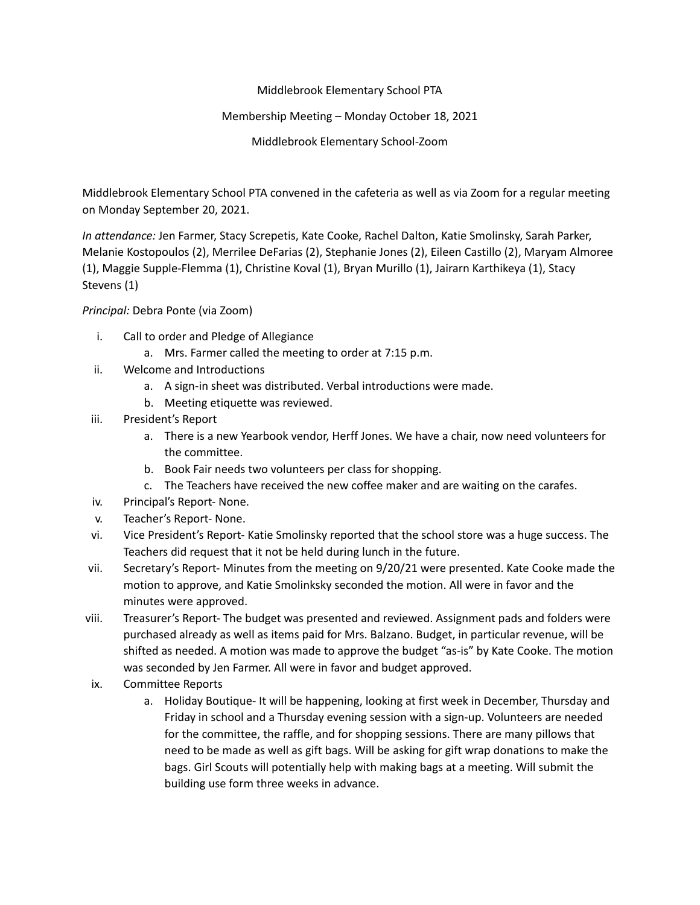Middlebrook Elementary School PTA

Membership Meeting – Monday October 18, 2021

Middlebrook Elementary School-Zoom

Middlebrook Elementary School PTA convened in the cafeteria as well as via Zoom for a regular meeting on Monday September 20, 2021.

*In attendance:* Jen Farmer, Stacy Screpetis, Kate Cooke, Rachel Dalton, Katie Smolinsky, Sarah Parker, Melanie Kostopoulos (2), Merrilee DeFarias (2), Stephanie Jones (2), Eileen Castillo (2), Maryam Almoree (1), Maggie Supple-Flemma (1), Christine Koval (1), Bryan Murillo (1), Jairarn Karthikeya (1), Stacy Stevens (1)

*Principal:* Debra Ponte (via Zoom)

i. Call to order and Pledge of Allegiance
   a. Mrs. Farmer called the meeting to order at 7:15 p.m.
ii. Welcome and Introductions
   a. A sign-in sheet was distributed. Verbal introductions were made.
   b. Meeting etiquette was reviewed.
iii. President's Report
   a. There is a new Yearbook vendor, Herff Jones. We have a chair, now need volunteers for the committee.
   b. Book Fair needs two volunteers per class for shopping.
   c. The Teachers have received the new coffee maker and are waiting on the carafes.
iv. Principal's Report- None.
v. Teacher's Report- None.
vi. Vice President's Report- Katie Smolinsky reported that the school store was a huge success. The Teachers did request that it not be held during lunch in the future.
vii. Secretary's Report- Minutes from the meeting on 9/20/21 were presented. Kate Cooke made the motion to approve, and Katie Smolinksky seconded the motion. All were in favor and the minutes were approved.
viii. Treasurer's Report- The budget was presented and reviewed. Assignment pads and folders were purchased already as well as items paid for Mrs. Balzano. Budget, in particular revenue, will be shifted as needed. A motion was made to approve the budget "as-is" by Kate Cooke. The motion was seconded by Jen Farmer. All were in favor and budget approved.
ix. Committee Reports
   a. Holiday Boutique- It will be happening, looking at first week in December, Thursday and Friday in school and a Thursday evening session with a sign-up. Volunteers are needed for the committee, the raffle, and for shopping sessions. There are many pillows that need to be made as well as gift bags. Will be asking for gift wrap donations to make the bags. Girl Scouts will potentially help with making bags at a meeting. Will submit the building use form three weeks in advance.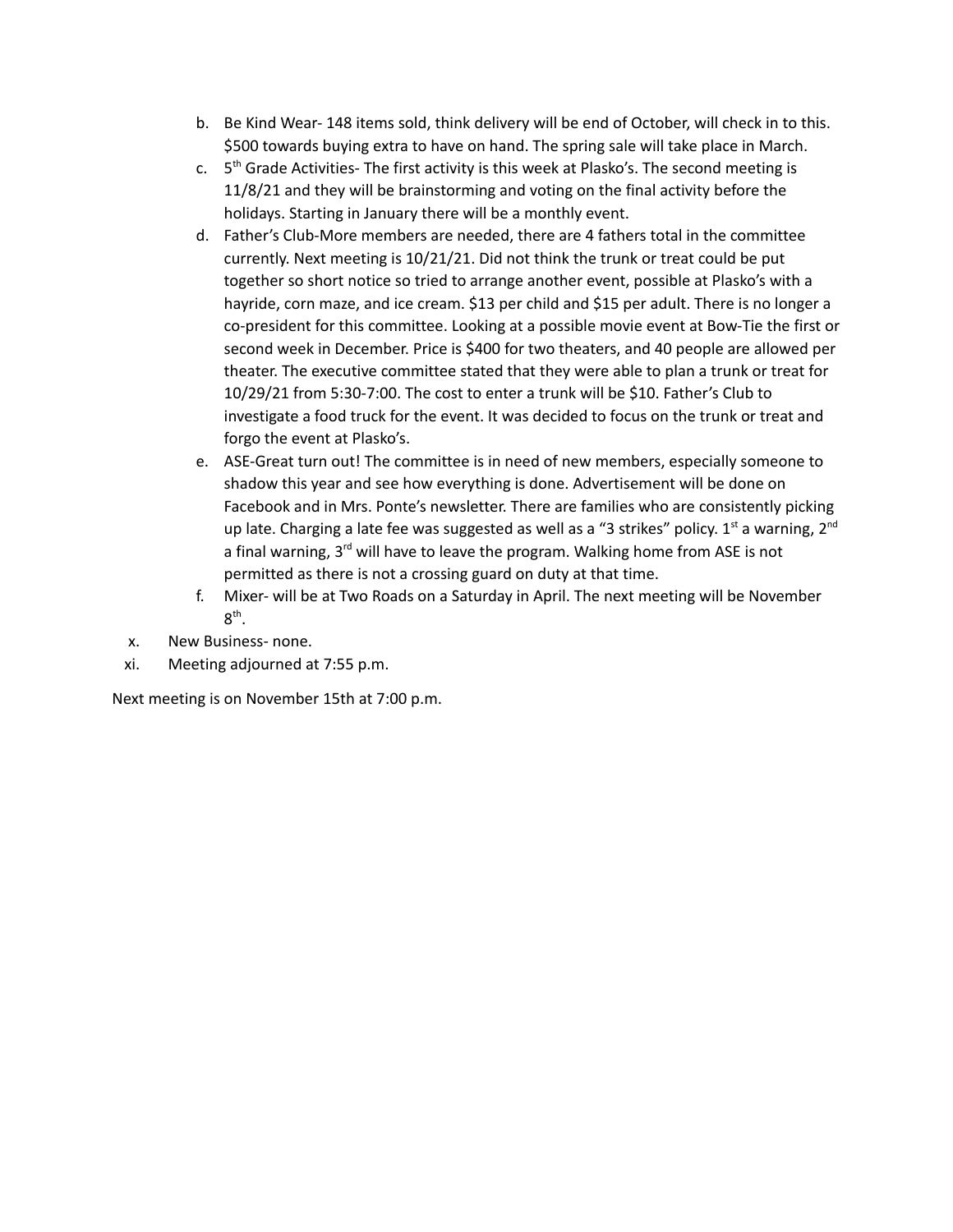b. Be Kind Wear- 148 items sold, think delivery will be end of October, will check in to this. $500 towards buying extra to have on hand. The spring sale will take place in March.

c. 5th Grade Activities- The first activity is this week at Plasko's. The second meeting is 11/8/21 and they will be brainstorming and voting on the final activity before the holidays. Starting in January there will be a monthly event.

d. Father's Club-More members are needed, there are 4 fathers total in the committee currently. Next meeting is 10/21/21. Did not think the trunk or treat could be put together so short notice so tried to arrange another event, possible at Plasko's with a hayride, corn maze, and ice cream. $13 per child and $15 per adult. There is no longer a co-president for this committee. Looking at a possible movie event at Bow-Tie the first or second week in December. Price is $400 for two theaters, and 40 people are allowed per theater. The executive committee stated that they were able to plan a trunk or treat for 10/29/21 from 5:30-7:00. The cost to enter a trunk will be $10. Father's Club to investigate a food truck for the event. It was decided to focus on the trunk or treat and forgo the event at Plasko's.

e. ASE-Great turn out! The committee is in need of new members, especially someone to shadow this year and see how everything is done. Advertisement will be done on Facebook and in Mrs. Ponte's newsletter. There are families who are consistently picking up late. Charging a late fee was suggested as well as a "3 strikes" policy. 1st a warning, 2nd a final warning, 3rd will have to leave the program. Walking home from ASE is not permitted as there is not a crossing guard on duty at that time.

f. Mixer- will be at Two Roads on a Saturday in April. The next meeting will be November 8th.

x. New Business- none.

xi. Meeting adjourned at 7:55 p.m.

Next meeting is on November 15th at 7:00 p.m.